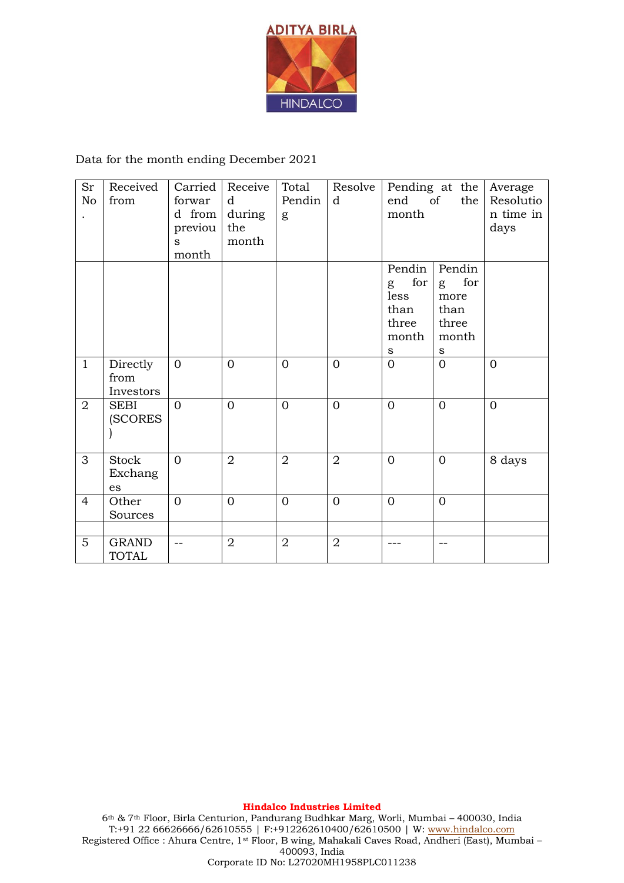Data for the month ending December 2021

| Sr No. | Received from | Carried forward from previous month | Received during the month | Total Pending | Resolved | Pending at the end of the month | | Average Resolution time in days |
|---|---|---|---|---|---|---|---|---|
| | | | | | | Pending for less than three months | Pending for more than three months | |
| 1 | Directly from Investors | 0 | 0 | 0 | 0 | 0 | 0 | 0 |
| 2 | SEBI (SCORES) | 0 | 0 | 0 | 0 | 0 | 0 | 0 |
| 3 | Stock Exchanges | 0 | 2 | 2 | 2 | 0 | 0 | 8 days |
| 4 | Other Sources | 0 | 0 | 0 | 0 | 0 | 0 | |
| | | | | | | | | |
| 5 | GRAND TOTAL | -- | 2 | 2 | 2 | --- | -- | |

**Hindalco Industries Limited**

6th & 7th Floor, Birla Centurion, Pandurang Budhkar Marg, Worli, Mumbai – 400030, India
T:+91 22 66626666/62610555 | F:+912262610400/62610500 | W: www.hindalco.com
Registered Office : Ahura Centre, 1st Floor, B wing, Mahakali Caves Road, Andheri (East), Mumbai – 400093, India
Corporate ID No: L27020MH1958PLC011238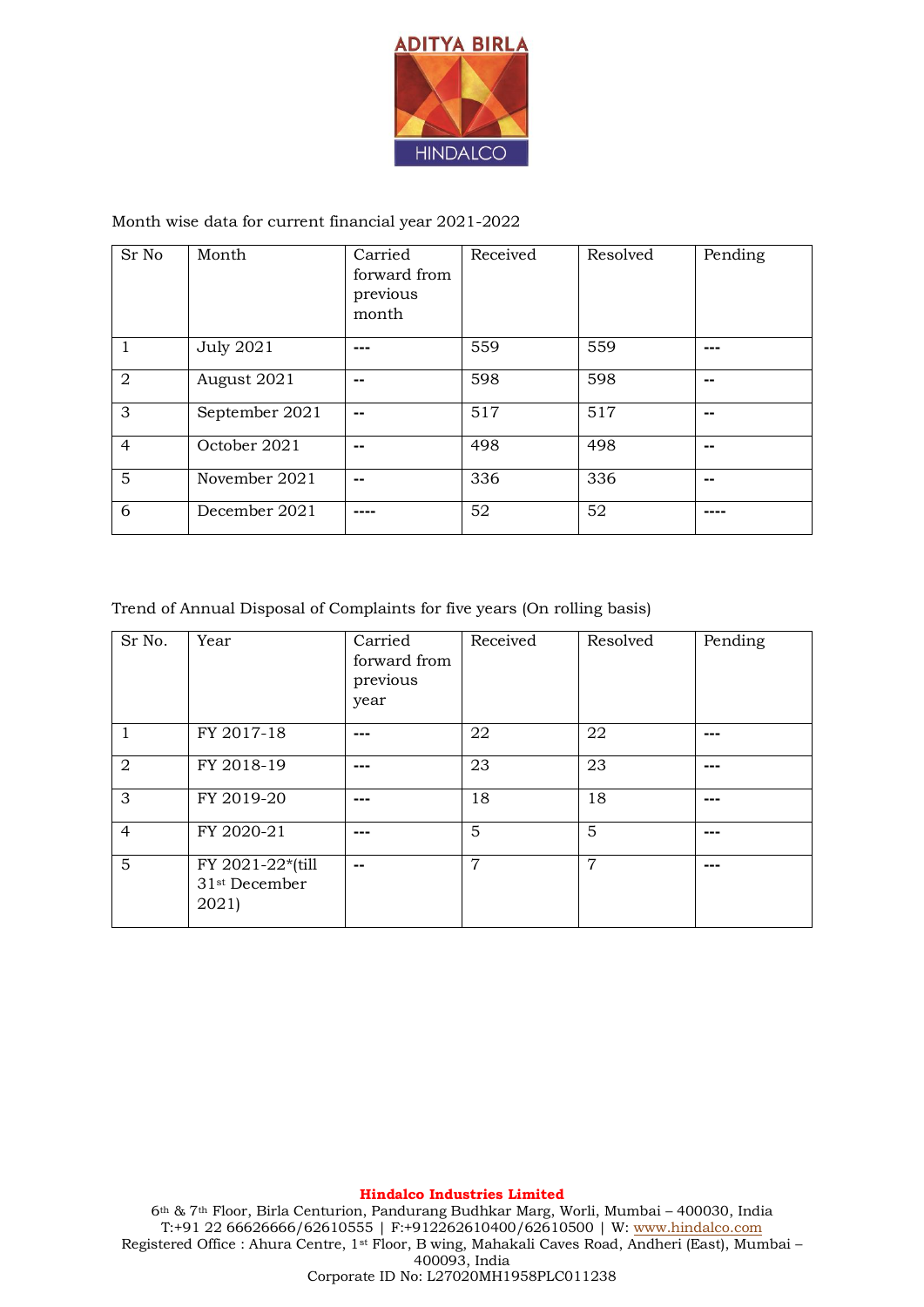Month wise data for current financial year 2021-2022

| Sr No | Month | Carried forward from previous month | Received | Resolved | Pending |
|---|---|---|---|---|---|
| 1 | July 2021 | --- | 559 | 559 | --- |
| 2 | August 2021 | -- | 598 | 598 | -- |
| 3 | September 2021 | -- | 517 | 517 | -- |
| 4 | October 2021 | -- | 498 | 498 | -- |
| 5 | November 2021 | -- | 336 | 336 | -- |
| 6 | December 2021 | ---- | 52 | 52 | ---- |

Trend of Annual Disposal of Complaints for five years (On rolling basis)

| Sr No. | Year | Carried forward from previous year | Received | Resolved | Pending |
|---|---|---|---|---|---|
| 1 | FY 2017-18 | --- | 22 | 22 | --- |
| 2 | FY 2018-19 | --- | 23 | 23 | --- |
| 3 | FY 2019-20 | --- | 18 | 18 | --- |
| 4 | FY 2020-21 | --- | 5 | 5 | --- |
| 5 | FY 2021-22*(till 31st December 2021) | -- | 7 | 7 | --- |